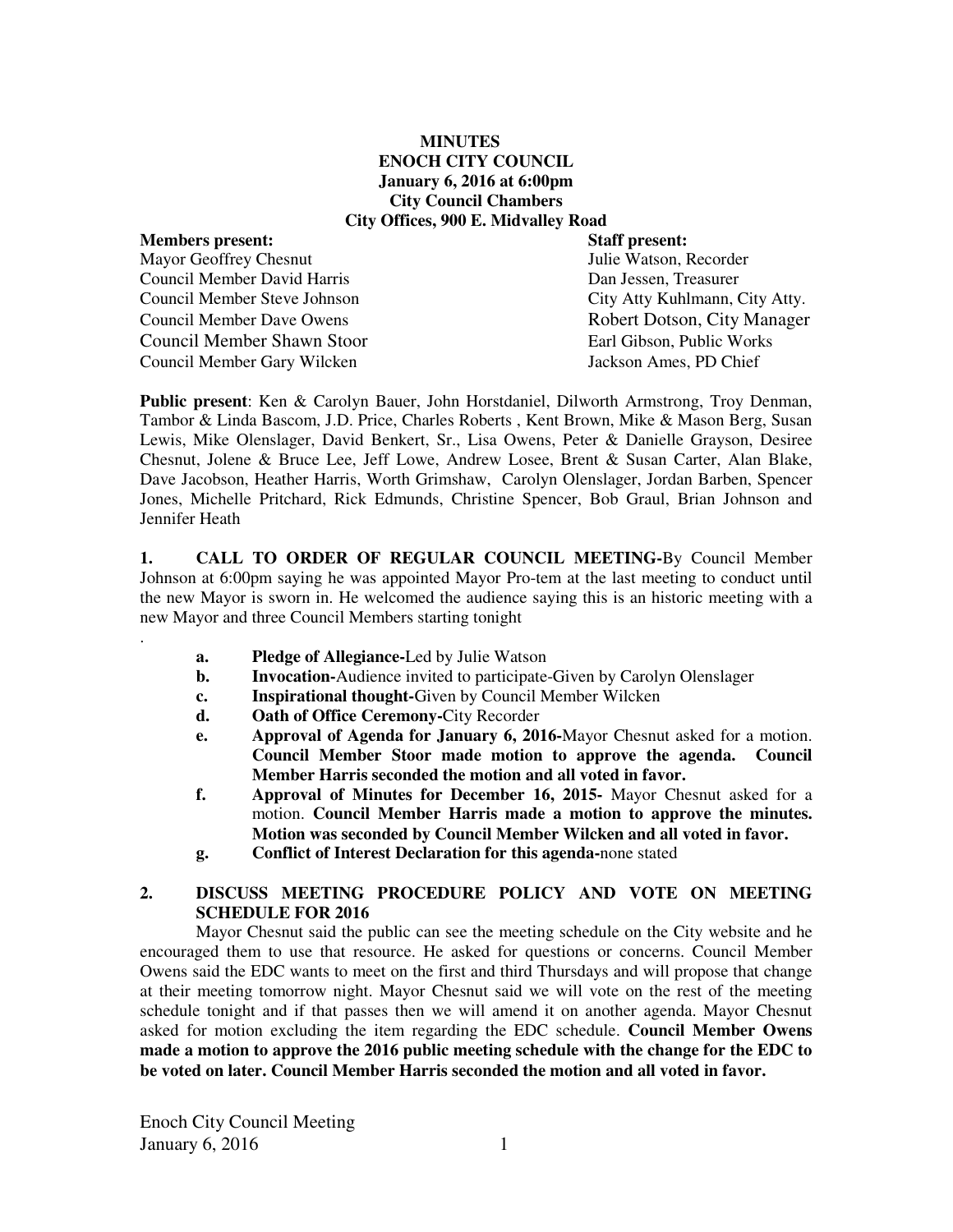**MINUTES**
**ENOCH CITY COUNCIL**
**January 6, 2016 at 6:00pm**
**City Council Chambers**
**City Offices, 900 E. Midvalley Road**

| **Members present:** | **Staff present:** |
| --- | --- |
| Mayor Geoffrey Chesnut | Julie Watson, Recorder |
| Council Member David Harris | Dan Jessen, Treasurer |
| Council Member Steve Johnson | City Atty Kuhlmann, City Atty. |
| Council Member Dave Owens | Robert Dotson, City Manager |
| Council Member Shawn Stoor | Earl Gibson, Public Works |
| Council Member Gary Wilcken | Jackson Ames, PD Chief |

**Public present**: Ken & Carolyn Bauer, John Horstdaniel, Dilworth Armstrong, Troy Denman, Tambor & Linda Bascom, J.D. Price, Charles Roberts , Kent Brown, Mike & Mason Berg, Susan Lewis, Mike Olenslager, David Benkert, Sr., Lisa Owens, Peter & Danielle Grayson, Desiree Chesnut, Jolene & Bruce Lee, Jeff Lowe, Andrew Losee, Brent & Susan Carter, Alan Blake, Dave Jacobson, Heather Harris, Worth Grimshaw, Carolyn Olenslager, Jordan Barben, Spencer Jones, Michelle Pritchard, Rick Edmunds, Christine Spencer, Bob Graul, Brian Johnson and Jennifer Heath

**1. CALL TO ORDER OF REGULAR COUNCIL MEETING-**By Council Member Johnson at 6:00pm saying he was appointed Mayor Pro-tem at the last meeting to conduct until the new Mayor is sworn in. He welcomed the audience saying this is an historic meeting with a new Mayor and three Council Members starting tonight

.

- **a. Pledge of Allegiance-**Led by Julie Watson
- **b. Invocation-**Audience invited to participate-Given by Carolyn Olenslager
- **c. Inspirational thought-**Given by Council Member Wilcken
- **d. Oath of Office Ceremony-**City Recorder
- **e. Approval of Agenda for January 6, 2016-**Mayor Chesnut asked for a motion. **Council Member Stoor made motion to approve the agenda. Council Member Harris seconded the motion and all voted in favor.**
- **f. Approval of Minutes for December 16, 2015-** Mayor Chesnut asked for a motion. **Council Member Harris made a motion to approve the minutes. Motion was seconded by Council Member Wilcken and all voted in favor.**
- **g. Conflict of Interest Declaration for this agenda-**none stated

**2. DISCUSS MEETING PROCEDURE POLICY AND VOTE ON MEETING SCHEDULE FOR 2016**

Mayor Chesnut said the public can see the meeting schedule on the City website and he encouraged them to use that resource. He asked for questions or concerns. Council Member Owens said the EDC wants to meet on the first and third Thursdays and will propose that change at their meeting tomorrow night. Mayor Chesnut said we will vote on the rest of the meeting schedule tonight and if that passes then we will amend it on another agenda. Mayor Chesnut asked for motion excluding the item regarding the EDC schedule. **Council Member Owens made a motion to approve the 2016 public meeting schedule with the change for the EDC to be voted on later. Council Member Harris seconded the motion and all voted in favor.**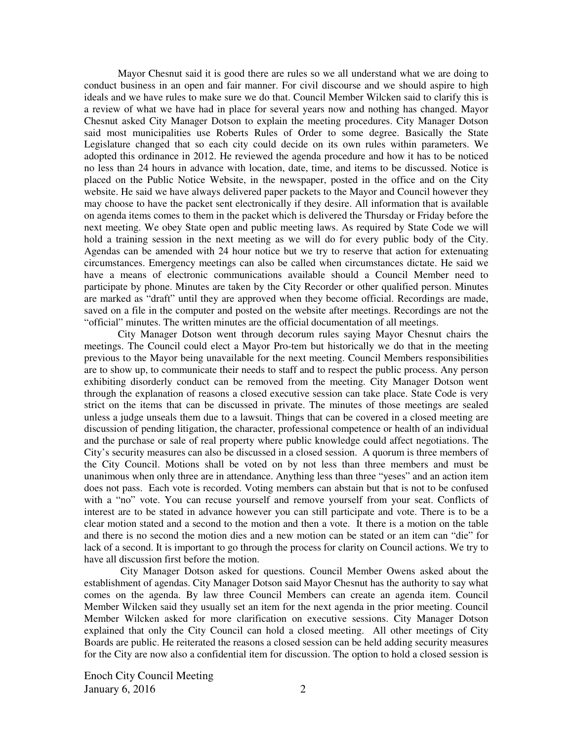Mayor Chesnut said it is good there are rules so we all understand what we are doing to conduct business in an open and fair manner. For civil discourse and we should aspire to high ideals and we have rules to make sure we do that. Council Member Wilcken said to clarify this is a review of what we have had in place for several years now and nothing has changed. Mayor Chesnut asked City Manager Dotson to explain the meeting procedures. City Manager Dotson said most municipalities use Roberts Rules of Order to some degree. Basically the State Legislature changed that so each city could decide on its own rules within parameters. We adopted this ordinance in 2012. He reviewed the agenda procedure and how it has to be noticed no less than 24 hours in advance with location, date, time, and items to be discussed. Notice is placed on the Public Notice Website, in the newspaper, posted in the office and on the City website. He said we have always delivered paper packets to the Mayor and Council however they may choose to have the packet sent electronically if they desire. All information that is available on agenda items comes to them in the packet which is delivered the Thursday or Friday before the next meeting. We obey State open and public meeting laws. As required by State Code we will hold a training session in the next meeting as we will do for every public body of the City. Agendas can be amended with 24 hour notice but we try to reserve that action for extenuating circumstances. Emergency meetings can also be called when circumstances dictate. He said we have a means of electronic communications available should a Council Member need to participate by phone. Minutes are taken by the City Recorder or other qualified person. Minutes are marked as "draft" until they are approved when they become official. Recordings are made, saved on a file in the computer and posted on the website after meetings. Recordings are not the "official" minutes. The written minutes are the official documentation of all meetings.

City Manager Dotson went through decorum rules saying Mayor Chesnut chairs the meetings. The Council could elect a Mayor Pro-tem but historically we do that in the meeting previous to the Mayor being unavailable for the next meeting. Council Members responsibilities are to show up, to communicate their needs to staff and to respect the public process. Any person exhibiting disorderly conduct can be removed from the meeting. City Manager Dotson went through the explanation of reasons a closed executive session can take place. State Code is very strict on the items that can be discussed in private. The minutes of those meetings are sealed unless a judge unseals them due to a lawsuit. Things that can be covered in a closed meeting are discussion of pending litigation, the character, professional competence or health of an individual and the purchase or sale of real property where public knowledge could affect negotiations. The City's security measures can also be discussed in a closed session. A quorum is three members of the City Council. Motions shall be voted on by not less than three members and must be unanimous when only three are in attendance. Anything less than three "yeses" and an action item does not pass. Each vote is recorded. Voting members can abstain but that is not to be confused with a "no" vote. You can recuse yourself and remove yourself from your seat. Conflicts of interest are to be stated in advance however you can still participate and vote. There is to be a clear motion stated and a second to the motion and then a vote. It there is a motion on the table and there is no second the motion dies and a new motion can be stated or an item can "die" for lack of a second. It is important to go through the process for clarity on Council actions. We try to have all discussion first before the motion.

City Manager Dotson asked for questions. Council Member Owens asked about the establishment of agendas. City Manager Dotson said Mayor Chesnut has the authority to say what comes on the agenda. By law three Council Members can create an agenda item. Council Member Wilcken said they usually set an item for the next agenda in the prior meeting. Council Member Wilcken asked for more clarification on executive sessions. City Manager Dotson explained that only the City Council can hold a closed meeting. All other meetings of City Boards are public. He reiterated the reasons a closed session can be held adding security measures for the City are now also a confidential item for discussion. The option to hold a closed session is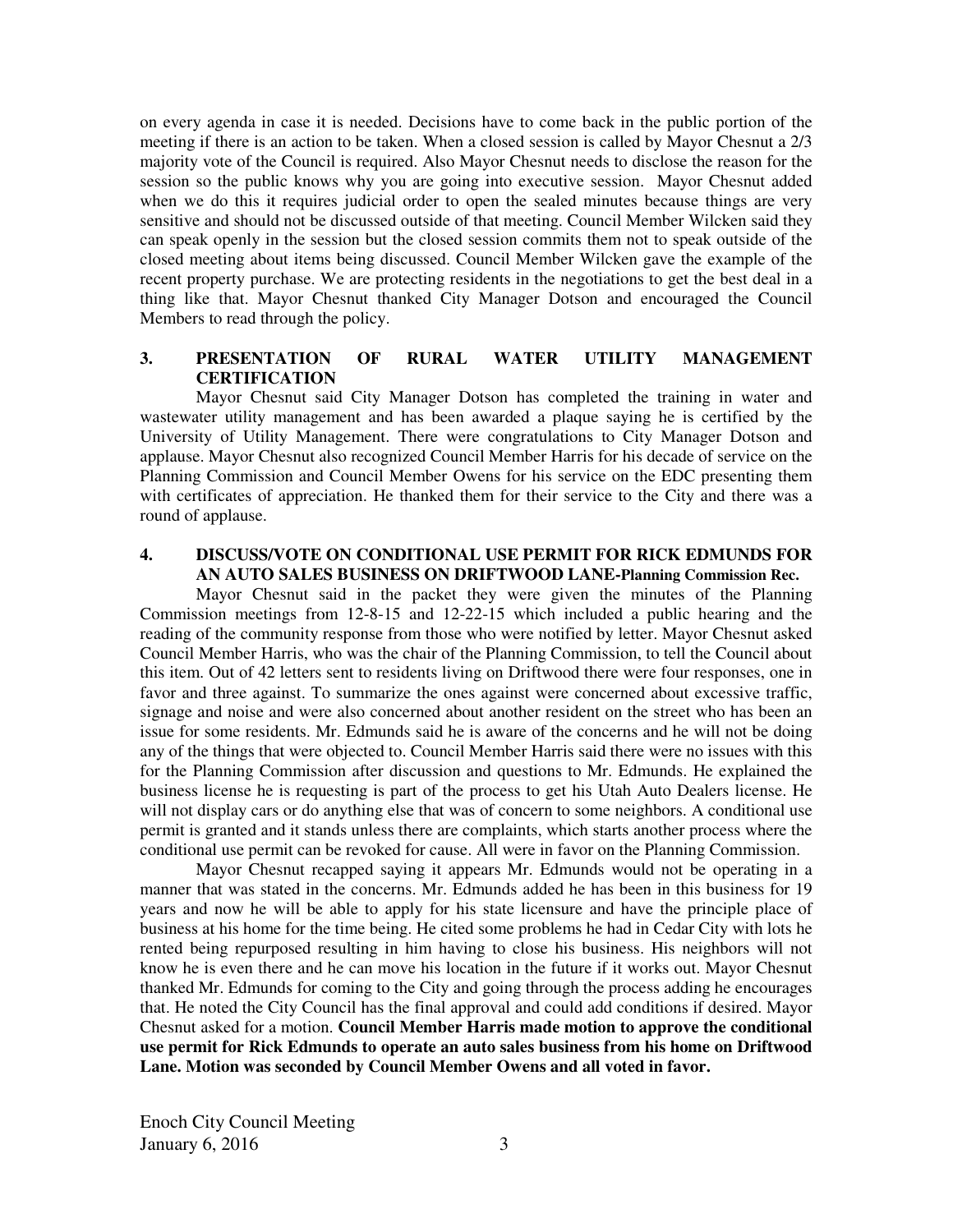on every agenda in case it is needed. Decisions have to come back in the public portion of the meeting if there is an action to be taken. When a closed session is called by Mayor Chesnut a 2/3 majority vote of the Council is required. Also Mayor Chesnut needs to disclose the reason for the session so the public knows why you are going into executive session. Mayor Chesnut added when we do this it requires judicial order to open the sealed minutes because things are very sensitive and should not be discussed outside of that meeting. Council Member Wilcken said they can speak openly in the session but the closed session commits them not to speak outside of the closed meeting about items being discussed. Council Member Wilcken gave the example of the recent property purchase. We are protecting residents in the negotiations to get the best deal in a thing like that. Mayor Chesnut thanked City Manager Dotson and encouraged the Council Members to read through the policy.

### 3. PRESENTATION OF RURAL WATER UTILITY MANAGEMENT CERTIFICATION

Mayor Chesnut said City Manager Dotson has completed the training in water and wastewater utility management and has been awarded a plaque saying he is certified by the University of Utility Management. There were congratulations to City Manager Dotson and applause. Mayor Chesnut also recognized Council Member Harris for his decade of service on the Planning Commission and Council Member Owens for his service on the EDC presenting them with certificates of appreciation. He thanked them for their service to the City and there was a round of applause.

### 4. DISCUSS/VOTE ON CONDITIONAL USE PERMIT FOR RICK EDMUNDS FOR AN AUTO SALES BUSINESS ON DRIFTWOOD LANE-Planning Commission Rec.

Mayor Chesnut said in the packet they were given the minutes of the Planning Commission meetings from 12-8-15 and 12-22-15 which included a public hearing and the reading of the community response from those who were notified by letter. Mayor Chesnut asked Council Member Harris, who was the chair of the Planning Commission, to tell the Council about this item. Out of 42 letters sent to residents living on Driftwood there were four responses, one in favor and three against. To summarize the ones against were concerned about excessive traffic, signage and noise and were also concerned about another resident on the street who has been an issue for some residents. Mr. Edmunds said he is aware of the concerns and he will not be doing any of the things that were objected to. Council Member Harris said there were no issues with this for the Planning Commission after discussion and questions to Mr. Edmunds. He explained the business license he is requesting is part of the process to get his Utah Auto Dealers license. He will not display cars or do anything else that was of concern to some neighbors. A conditional use permit is granted and it stands unless there are complaints, which starts another process where the conditional use permit can be revoked for cause. All were in favor on the Planning Commission.

Mayor Chesnut recapped saying it appears Mr. Edmunds would not be operating in a manner that was stated in the concerns. Mr. Edmunds added he has been in this business for 19 years and now he will be able to apply for his state licensure and have the principle place of business at his home for the time being. He cited some problems he had in Cedar City with lots he rented being repurposed resulting in him having to close his business. His neighbors will not know he is even there and he can move his location in the future if it works out. Mayor Chesnut thanked Mr. Edmunds for coming to the City and going through the process adding he encourages that. He noted the City Council has the final approval and could add conditions if desired. Mayor Chesnut asked for a motion. **Council Member Harris made motion to approve the conditional use permit for Rick Edmunds to operate an auto sales business from his home on Driftwood Lane. Motion was seconded by Council Member Owens and all voted in favor.**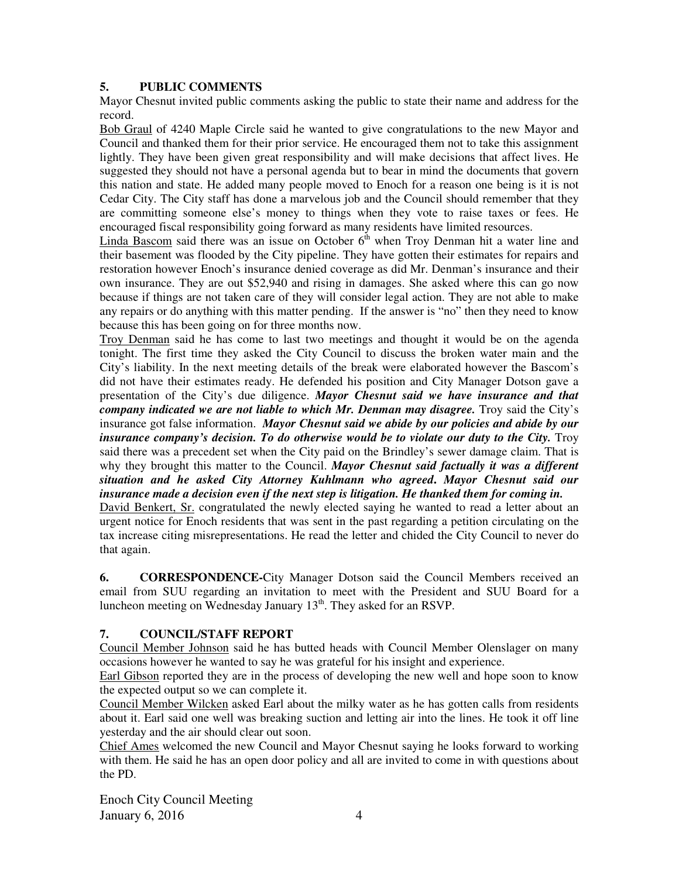## 5. PUBLIC COMMENTS

Mayor Chesnut invited public comments asking the public to state their name and address for the record.

Bob Graul of 4240 Maple Circle said he wanted to give congratulations to the new Mayor and Council and thanked them for their prior service. He encouraged them not to take this assignment lightly. They have been given great responsibility and will make decisions that affect lives. He suggested they should not have a personal agenda but to bear in mind the documents that govern this nation and state. He added many people moved to Enoch for a reason one being is it is not Cedar City. The City staff has done a marvelous job and the Council should remember that they are committing someone else's money to things when they vote to raise taxes or fees. He encouraged fiscal responsibility going forward as many residents have limited resources.

Linda Bascom said there was an issue on October 6th when Troy Denman hit a water line and their basement was flooded by the City pipeline. They have gotten their estimates for repairs and restoration however Enoch's insurance denied coverage as did Mr. Denman's insurance and their own insurance. They are out $52,940 and rising in damages. She asked where this can go now because if things are not taken care of they will consider legal action. They are not able to make any repairs or do anything with this matter pending. If the answer is "no" then they need to know because this has been going on for three months now.

Troy Denman said he has come to last two meetings and thought it would be on the agenda tonight. The first time they asked the City Council to discuss the broken water main and the City's liability. In the next meeting details of the break were elaborated however the Bascom's did not have their estimates ready. He defended his position and City Manager Dotson gave a presentation of the City's due diligence. ***Mayor Chesnut said we have insurance and that company indicated we are not liable to which Mr. Denman may disagree.*** Troy said the City's insurance got false information. ***Mayor Chesnut said we abide by our policies and abide by our insurance company's decision. To do otherwise would be to violate our duty to the City.*** Troy said there was a precedent set when the City paid on the Brindley's sewer damage claim. That is why they brought this matter to the Council. ***Mayor Chesnut said factually it was a different situation and he asked City Attorney Kuhlmann who agreed. Mayor Chesnut said our insurance made a decision even if the next step is litigation. He thanked them for coming in.***

David Benkert, Sr. congratulated the newly elected saying he wanted to read a letter about an urgent notice for Enoch residents that was sent in the past regarding a petition circulating on the tax increase citing misrepresentations. He read the letter and chided the City Council to never do that again.

## 6. CORRESPONDENCE-

City Manager Dotson said the Council Members received an email from SUU regarding an invitation to meet with the President and SUU Board for a luncheon meeting on Wednesday January 13th. They asked for an RSVP.

## 7. COUNCIL/STAFF REPORT

Council Member Johnson said he has butted heads with Council Member Olenslager on many occasions however he wanted to say he was grateful for his insight and experience.

Earl Gibson reported they are in the process of developing the new well and hope soon to know the expected output so we can complete it.

Council Member Wilcken asked Earl about the milky water as he has gotten calls from residents about it. Earl said one well was breaking suction and letting air into the lines. He took it off line yesterday and the air should clear out soon.

Chief Ames welcomed the new Council and Mayor Chesnut saying he looks forward to working with them. He said he has an open door policy and all are invited to come in with questions about the PD.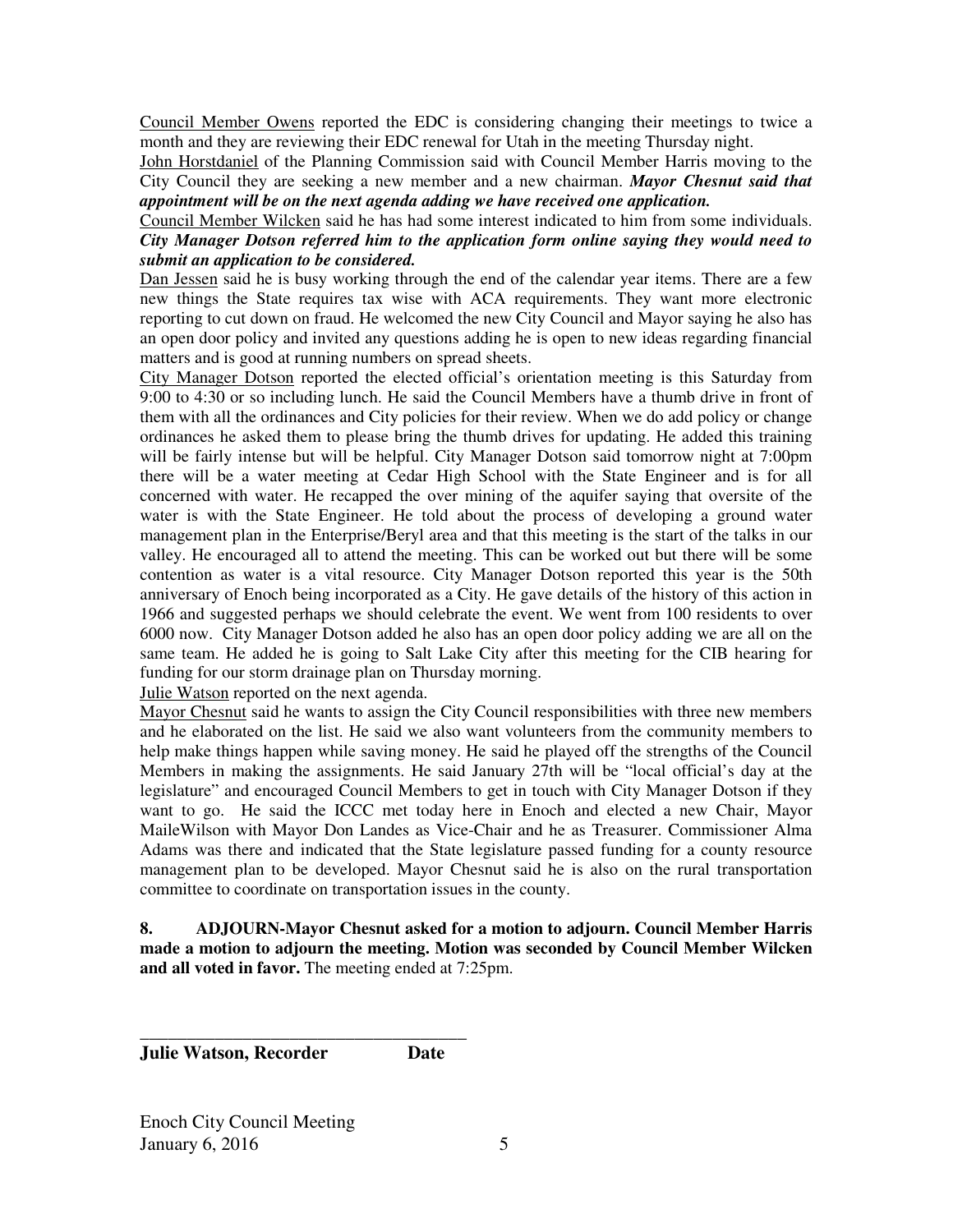Council Member Owens reported the EDC is considering changing their meetings to twice a month and they are reviewing their EDC renewal for Utah in the meeting Thursday night.

John Horstdaniel of the Planning Commission said with Council Member Harris moving to the City Council they are seeking a new member and a new chairman. ***Mayor Chesnut said that appointment will be on the next agenda adding we have received one application.***

Council Member Wilcken said he has had some interest indicated to him from some individuals. ***City Manager Dotson referred him to the application form online saying they would need to submit an application to be considered.***

Dan Jessen said he is busy working through the end of the calendar year items. There are a few new things the State requires tax wise with ACA requirements. They want more electronic reporting to cut down on fraud. He welcomed the new City Council and Mayor saying he also has an open door policy and invited any questions adding he is open to new ideas regarding financial matters and is good at running numbers on spread sheets.

City Manager Dotson reported the elected official's orientation meeting is this Saturday from 9:00 to 4:30 or so including lunch. He said the Council Members have a thumb drive in front of them with all the ordinances and City policies for their review. When we do add policy or change ordinances he asked them to please bring the thumb drives for updating. He added this training will be fairly intense but will be helpful. City Manager Dotson said tomorrow night at 7:00pm there will be a water meeting at Cedar High School with the State Engineer and is for all concerned with water. He recapped the over mining of the aquifer saying that oversite of the water is with the State Engineer. He told about the process of developing a ground water management plan in the Enterprise/Beryl area and that this meeting is the start of the talks in our valley. He encouraged all to attend the meeting. This can be worked out but there will be some contention as water is a vital resource. City Manager Dotson reported this year is the 50th anniversary of Enoch being incorporated as a City. He gave details of the history of this action in 1966 and suggested perhaps we should celebrate the event. We went from 100 residents to over 6000 now. City Manager Dotson added he also has an open door policy adding we are all on the same team. He added he is going to Salt Lake City after this meeting for the CIB hearing for funding for our storm drainage plan on Thursday morning.

Julie Watson reported on the next agenda.

Mayor Chesnut said he wants to assign the City Council responsibilities with three new members and he elaborated on the list. He said we also want volunteers from the community members to help make things happen while saving money. He said he played off the strengths of the Council Members in making the assignments. He said January 27th will be "local official's day at the legislature" and encouraged Council Members to get in touch with City Manager Dotson if they want to go. He said the ICCC met today here in Enoch and elected a new Chair, Mayor MaileWilson with Mayor Don Landes as Vice-Chair and he as Treasurer. Commissioner Alma Adams was there and indicated that the State legislature passed funding for a county resource management plan to be developed. Mayor Chesnut said he is also on the rural transportation committee to coordinate on transportation issues in the county.

**8. ADJOURN-Mayor Chesnut asked for a motion to adjourn. Council Member Harris made a motion to adjourn the meeting. Motion was seconded by Council Member Wilcken and all voted in favor.** The meeting ended at 7:25pm.

\_\_\_\_\_\_\_\_\_\_\_\_\_\_\_\_\_\_\_\_\_\_\_\_\_\_\_\_\_\_\_\_\_\_\_\_\_\_

**Julie Watson, Recorder Date**

Enoch City Council Meeting
January 6, 2016